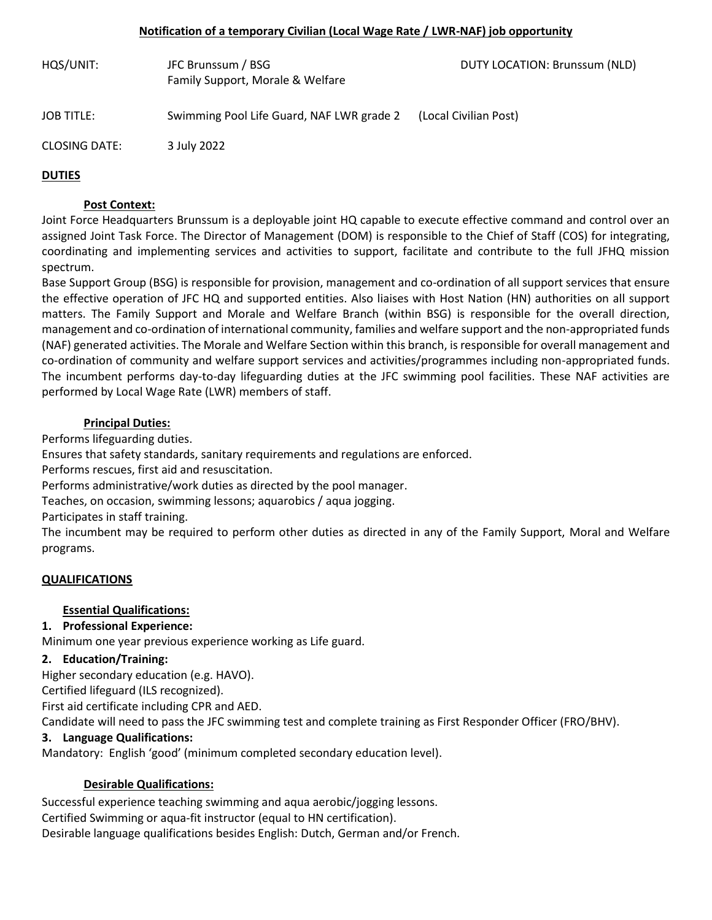**Notification of a temporary Civilian (Local Wage Rate / LWR-NAF) job opportunity**

| | | |
|---|---|---|
| HQS/UNIT: | JFC Brunssum / BSG<br>Family Support, Morale & Welfare | DUTY LOCATION: Brunssum (NLD) |
| JOB TITLE: | Swimming Pool Life Guard, NAF LWR grade 2 | (Local Civilian Post) |
| CLOSING DATE: | 3 July 2022 | |

## DUTIES

### Post Context:

Joint Force Headquarters Brunssum is a deployable joint HQ capable to execute effective command and control over an assigned Joint Task Force. The Director of Management (DOM) is responsible to the Chief of Staff (COS) for integrating, coordinating and implementing services and activities to support, facilitate and contribute to the full JFHQ mission spectrum.

Base Support Group (BSG) is responsible for provision, management and co-ordination of all support services that ensure the effective operation of JFC HQ and supported entities. Also liaises with Host Nation (HN) authorities on all support matters. The Family Support and Morale and Welfare Branch (within BSG) is responsible for the overall direction, management and co-ordination of international community, families and welfare support and the non-appropriated funds (NAF) generated activities. The Morale and Welfare Section within this branch, is responsible for overall management and co-ordination of community and welfare support services and activities/programmes including non-appropriated funds. The incumbent performs day-to-day lifeguarding duties at the JFC swimming pool facilities. These NAF activities are performed by Local Wage Rate (LWR) members of staff.

### Principal Duties:

Performs lifeguarding duties.
Ensures that safety standards, sanitary requirements and regulations are enforced.
Performs rescues, first aid and resuscitation.
Performs administrative/work duties as directed by the pool manager.
Teaches, on occasion, swimming lessons; aquarobics / aqua jogging.
Participates in staff training.
The incumbent may be required to perform other duties as directed in any of the Family Support, Moral and Welfare programs.

## QUALIFICATIONS

### Essential Qualifications:

**1. Professional Experience:**

Minimum one year previous experience working as Life guard.

**2. Education/Training:**

Higher secondary education (e.g. HAVO).
Certified lifeguard (ILS recognized).
First aid certificate including CPR and AED.
Candidate will need to pass the JFC swimming test and complete training as First Responder Officer (FRO/BHV).

**3. Language Qualifications:**

Mandatory: English 'good' (minimum completed secondary education level).

### Desirable Qualifications:

Successful experience teaching swimming and aqua aerobic/jogging lessons.
Certified Swimming or aqua-fit instructor (equal to HN certification).
Desirable language qualifications besides English: Dutch, German and/or French.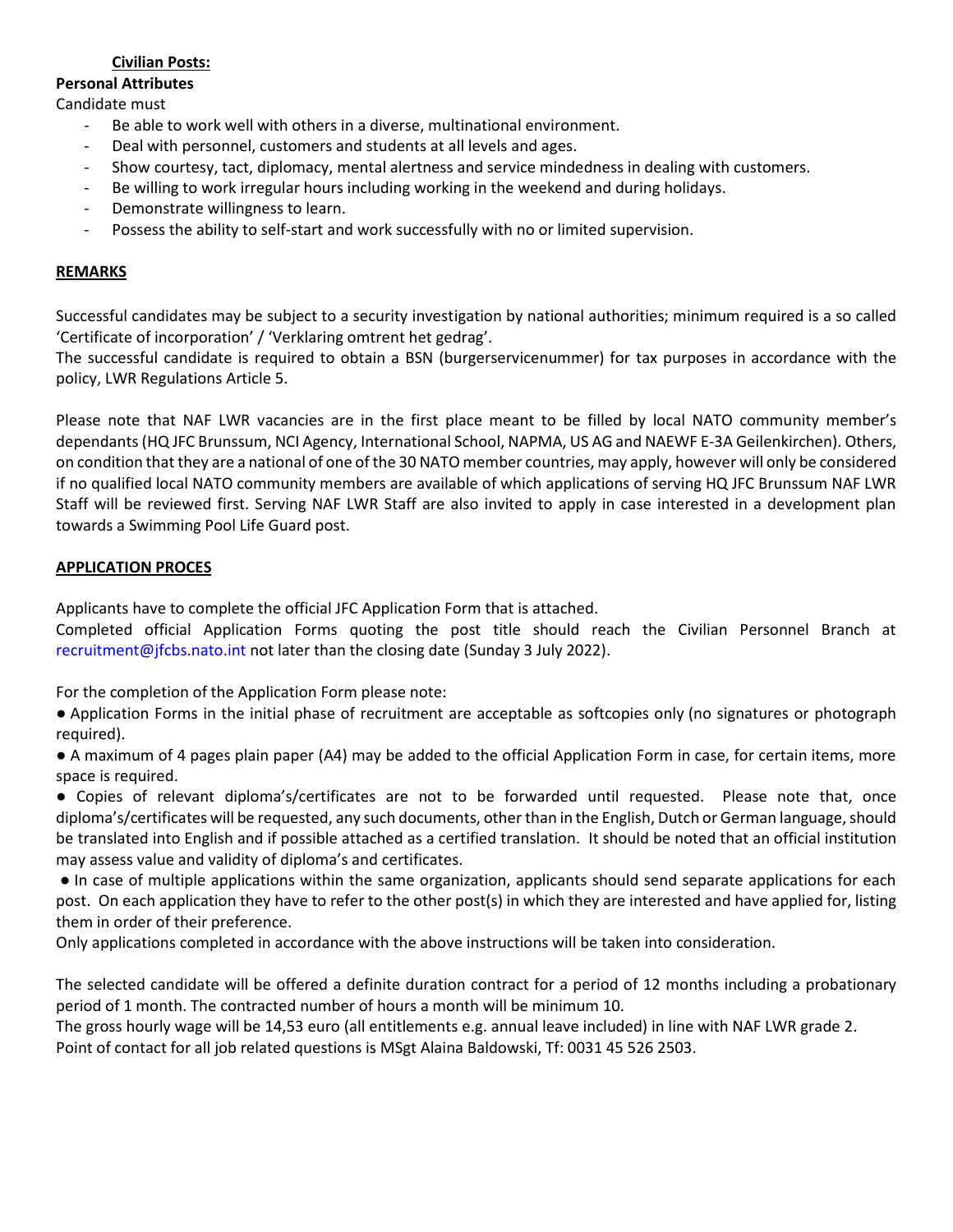**Civilian Posts:**

**Personal Attributes**

Candidate must

- Be able to work well with others in a diverse, multinational environment.
- Deal with personnel, customers and students at all levels and ages.
- Show courtesy, tact, diplomacy, mental alertness and service mindedness in dealing with customers.
- Be willing to work irregular hours including working in the weekend and during holidays.
- Demonstrate willingness to learn.
- Possess the ability to self-start and work successfully with no or limited supervision.

**REMARKS**

Successful candidates may be subject to a security investigation by national authorities; minimum required is a so called 'Certificate of incorporation' / 'Verklaring omtrent het gedrag'.
The successful candidate is required to obtain a BSN (burgerservicenummer) for tax purposes in accordance with the policy, LWR Regulations Article 5.

Please note that NAF LWR vacancies are in the first place meant to be filled by local NATO community member's dependants (HQ JFC Brunssum, NCI Agency, International School, NAPMA, US AG and NAEWF E-3A Geilenkirchen). Others, on condition that they are a national of one of the 30 NATO member countries, may apply, however will only be considered if no qualified local NATO community members are available of which applications of serving HQ JFC Brunssum NAF LWR Staff will be reviewed first. Serving NAF LWR Staff are also invited to apply in case interested in a development plan towards a Swimming Pool Life Guard post.

**APPLICATION PROCES**

Applicants have to complete the official JFC Application Form that is attached.
Completed official Application Forms quoting the post title should reach the Civilian Personnel Branch at recruitment@jfcbs.nato.int not later than the closing date (Sunday 3 July 2022).

For the completion of the Application Form please note:

● Application Forms in the initial phase of recruitment are acceptable as softcopies only (no signatures or photograph required).

● A maximum of 4 pages plain paper (A4) may be added to the official Application Form in case, for certain items, more space is required.

● Copies of relevant diploma's/certificates are not to be forwarded until requested. Please note that, once diploma's/certificates will be requested, any such documents, other than in the English, Dutch or German language, should be translated into English and if possible attached as a certified translation. It should be noted that an official institution may assess value and validity of diploma's and certificates.

● In case of multiple applications within the same organization, applicants should send separate applications for each post. On each application they have to refer to the other post(s) in which they are interested and have applied for, listing them in order of their preference.

Only applications completed in accordance with the above instructions will be taken into consideration.

The selected candidate will be offered a definite duration contract for a period of 12 months including a probationary period of 1 month. The contracted number of hours a month will be minimum 10.
The gross hourly wage will be 14,53 euro (all entitlements e.g. annual leave included) in line with NAF LWR grade 2.
Point of contact for all job related questions is MSgt Alaina Baldowski, Tf: 0031 45 526 2503.